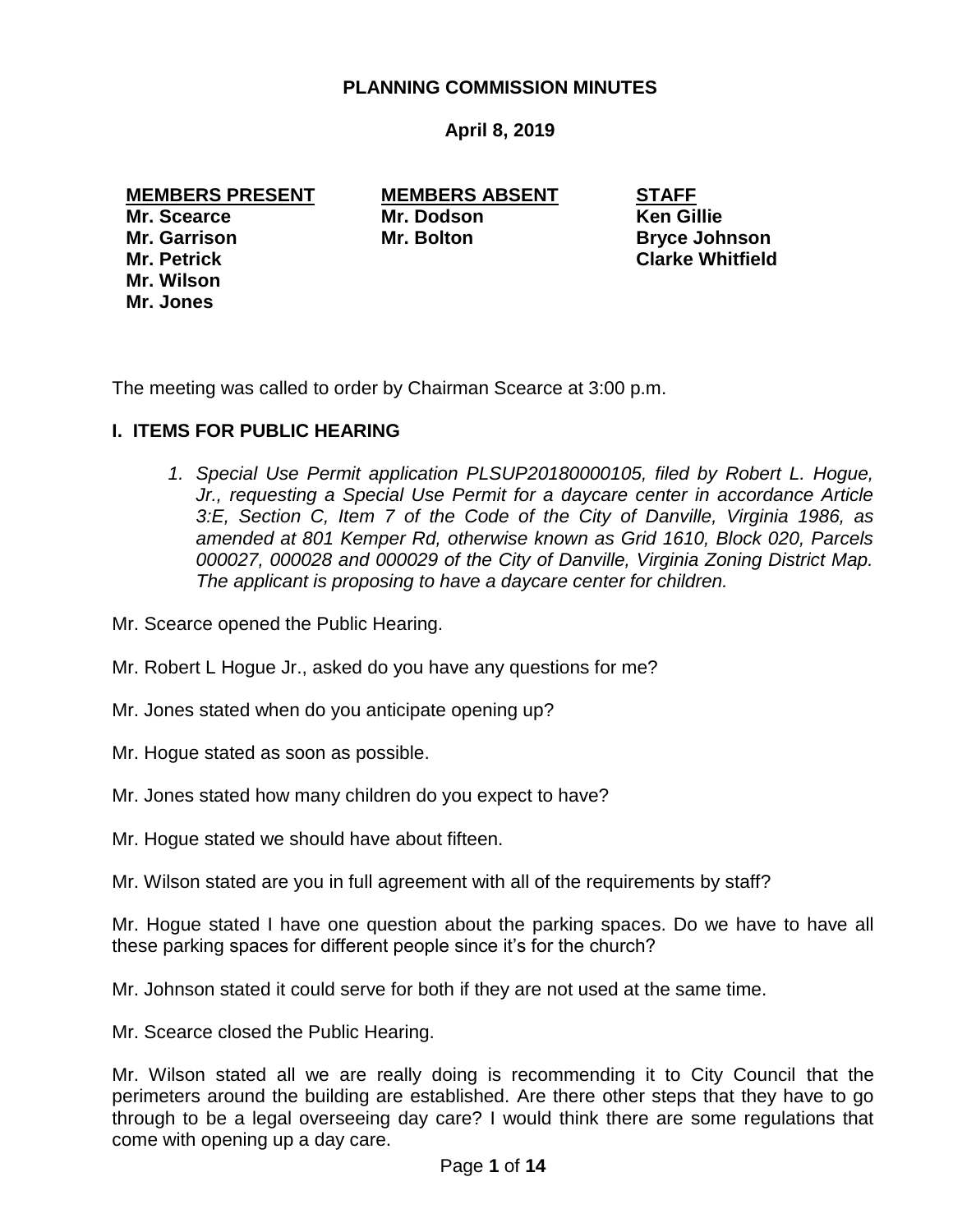# PLANNING COMMISSION MINUTES

**April 8, 2019**

| MEMBERS PRESENT | MEMBERS ABSENT | STAFF |
|---|---|---|
| Mr. Scearce | Mr. Dodson | Ken Gillie |
| Mr. Garrison | Mr. Bolton | Bryce Johnson |
| Mr. Petrick | | Clarke Whitfield |
| Mr. Wilson | | |
| Mr. Jones | | |

The meeting was called to order by Chairman Scearce at 3:00 p.m.

## I. ITEMS FOR PUBLIC HEARING

1. *Special Use Permit application PLSUP20180000105, filed by Robert L. Hogue, Jr., requesting a Special Use Permit for a daycare center in accordance Article 3:E, Section C, Item 7 of the Code of the City of Danville, Virginia 1986, as amended at 801 Kemper Rd, otherwise known as Grid 1610, Block 020, Parcels 000027, 000028 and 000029 of the City of Danville, Virginia Zoning District Map. The applicant is proposing to have a daycare center for children.*

Mr. Scearce opened the Public Hearing.

Mr. Robert L Hogue Jr., asked do you have any questions for me?

Mr. Jones stated when do you anticipate opening up?

Mr. Hogue stated as soon as possible.

Mr. Jones stated how many children do you expect to have?

Mr. Hogue stated we should have about fifteen.

Mr. Wilson stated are you in full agreement with all of the requirements by staff?

Mr. Hogue stated I have one question about the parking spaces. Do we have to have all these parking spaces for different people since it's for the church?

Mr. Johnson stated it could serve for both if they are not used at the same time.

Mr. Scearce closed the Public Hearing.

Mr. Wilson stated all we are really doing is recommending it to City Council that the perimeters around the building are established. Are there other steps that they have to go through to be a legal overseeing day care? I would think there are some regulations that come with opening up a day care.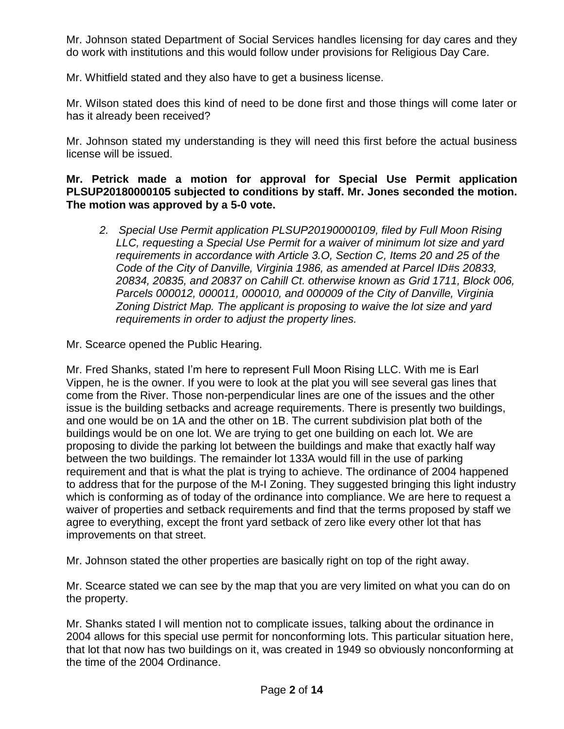Mr. Johnson stated Department of Social Services handles licensing for day cares and they do work with institutions and this would follow under provisions for Religious Day Care.

Mr. Whitfield stated and they also have to get a business license.

Mr. Wilson stated does this kind of need to be done first and those things will come later or has it already been received?

Mr. Johnson stated my understanding is they will need this first before the actual business license will be issued.

**Mr. Petrick made a motion for approval for Special Use Permit application PLSUP20180000105 subjected to conditions by staff. Mr. Jones seconded the motion. The motion was approved by a 5-0 vote.**

2. *Special Use Permit application PLSUP20190000109, filed by Full Moon Rising LLC, requesting a Special Use Permit for a waiver of minimum lot size and yard requirements in accordance with Article 3.O, Section C, Items 20 and 25 of the Code of the City of Danville, Virginia 1986, as amended at Parcel ID#s 20833, 20834, 20835, and 20837 on Cahill Ct. otherwise known as Grid 1711, Block 006, Parcels 000012, 000011, 000010, and 000009 of the City of Danville, Virginia Zoning District Map. The applicant is proposing to waive the lot size and yard requirements in order to adjust the property lines.*

Mr. Scearce opened the Public Hearing.

Mr. Fred Shanks, stated I'm here to represent Full Moon Rising LLC. With me is Earl Vippen, he is the owner. If you were to look at the plat you will see several gas lines that come from the River. Those non-perpendicular lines are one of the issues and the other issue is the building setbacks and acreage requirements. There is presently two buildings, and one would be on 1A and the other on 1B. The current subdivision plat both of the buildings would be on one lot. We are trying to get one building on each lot. We are proposing to divide the parking lot between the buildings and make that exactly half way between the two buildings. The remainder lot 133A would fill in the use of parking requirement and that is what the plat is trying to achieve. The ordinance of 2004 happened to address that for the purpose of the M-I Zoning. They suggested bringing this light industry which is conforming as of today of the ordinance into compliance. We are here to request a waiver of properties and setback requirements and find that the terms proposed by staff we agree to everything, except the front yard setback of zero like every other lot that has improvements on that street.

Mr. Johnson stated the other properties are basically right on top of the right away.

Mr. Scearce stated we can see by the map that you are very limited on what you can do on the property.

Mr. Shanks stated I will mention not to complicate issues, talking about the ordinance in 2004 allows for this special use permit for nonconforming lots. This particular situation here, that lot that now has two buildings on it, was created in 1949 so obviously nonconforming at the time of the 2004 Ordinance.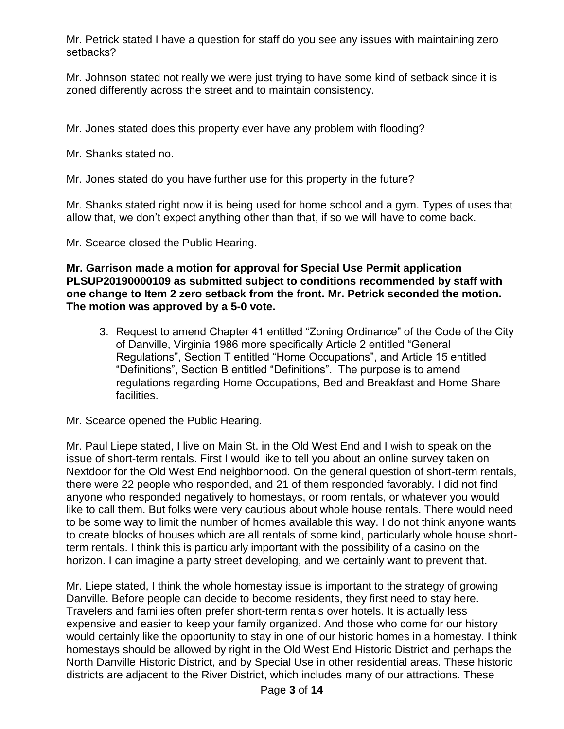Mr. Petrick stated I have a question for staff do you see any issues with maintaining zero setbacks?

Mr. Johnson stated not really we were just trying to have some kind of setback since it is zoned differently across the street and to maintain consistency.

Mr. Jones stated does this property ever have any problem with flooding?

Mr. Shanks stated no.

Mr. Jones stated do you have further use for this property in the future?

Mr. Shanks stated right now it is being used for home school and a gym. Types of uses that allow that, we don't expect anything other than that, if so we will have to come back.

Mr. Scearce closed the Public Hearing.

**Mr. Garrison made a motion for approval for Special Use Permit application PLSUP20190000109 as submitted subject to conditions recommended by staff with one change to Item 2 zero setback from the front. Mr. Petrick seconded the motion. The motion was approved by a 5-0 vote.**

3. Request to amend Chapter 41 entitled "Zoning Ordinance" of the Code of the City of Danville, Virginia 1986 more specifically Article 2 entitled "General Regulations", Section T entitled "Home Occupations", and Article 15 entitled "Definitions", Section B entitled "Definitions". The purpose is to amend regulations regarding Home Occupations, Bed and Breakfast and Home Share facilities.

Mr. Scearce opened the Public Hearing.

Mr. Paul Liepe stated, I live on Main St. in the Old West End and I wish to speak on the issue of short-term rentals. First I would like to tell you about an online survey taken on Nextdoor for the Old West End neighborhood. On the general question of short-term rentals, there were 22 people who responded, and 21 of them responded favorably. I did not find anyone who responded negatively to homestays, or room rentals, or whatever you would like to call them. But folks were very cautious about whole house rentals. There would need to be some way to limit the number of homes available this way. I do not think anyone wants to create blocks of houses which are all rentals of some kind, particularly whole house short-term rentals. I think this is particularly important with the possibility of a casino on the horizon. I can imagine a party street developing, and we certainly want to prevent that.

Mr. Liepe stated, I think the whole homestay issue is important to the strategy of growing Danville. Before people can decide to become residents, they first need to stay here. Travelers and families often prefer short-term rentals over hotels. It is actually less expensive and easier to keep your family organized. And those who come for our history would certainly like the opportunity to stay in one of our historic homes in a homestay. I think homestays should be allowed by right in the Old West End Historic District and perhaps the North Danville Historic District, and by Special Use in other residential areas. These historic districts are adjacent to the River District, which includes many of our attractions. These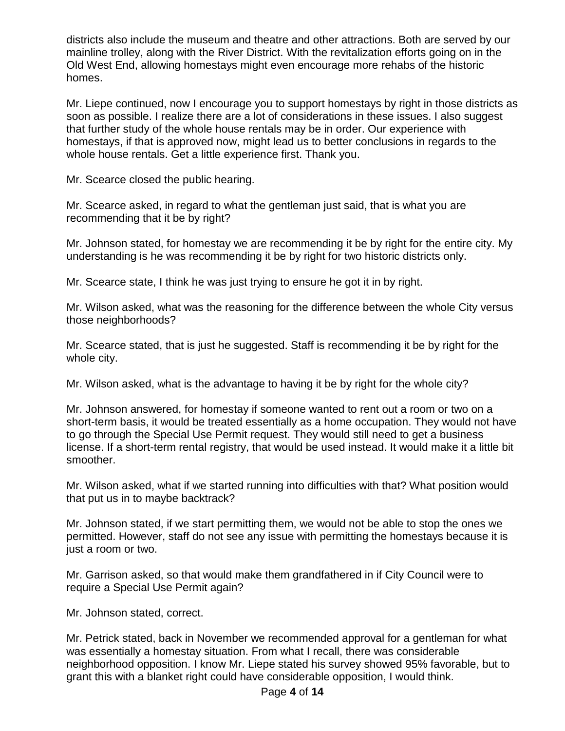districts also include the museum and theatre and other attractions. Both are served by our mainline trolley, along with the River District. With the revitalization efforts going on in the Old West End, allowing homestays might even encourage more rehabs of the historic homes.

Mr. Liepe continued, now I encourage you to support homestays by right in those districts as soon as possible. I realize there are a lot of considerations in these issues. I also suggest that further study of the whole house rentals may be in order. Our experience with homestays, if that is approved now, might lead us to better conclusions in regards to the whole house rentals. Get a little experience first. Thank you.

Mr. Scearce closed the public hearing.

Mr. Scearce asked, in regard to what the gentleman just said, that is what you are recommending that it be by right?

Mr. Johnson stated, for homestay we are recommending it be by right for the entire city. My understanding is he was recommending it be by right for two historic districts only.

Mr. Scearce state, I think he was just trying to ensure he got it in by right.

Mr. Wilson asked, what was the reasoning for the difference between the whole City versus those neighborhoods?

Mr. Scearce stated, that is just he suggested. Staff is recommending it be by right for the whole city.

Mr. Wilson asked, what is the advantage to having it be by right for the whole city?

Mr. Johnson answered, for homestay if someone wanted to rent out a room or two on a short-term basis, it would be treated essentially as a home occupation. They would not have to go through the Special Use Permit request. They would still need to get a business license. If a short-term rental registry, that would be used instead. It would make it a little bit smoother.

Mr. Wilson asked, what if we started running into difficulties with that? What position would that put us in to maybe backtrack?

Mr. Johnson stated, if we start permitting them, we would not be able to stop the ones we permitted. However, staff do not see any issue with permitting the homestays because it is just a room or two.

Mr. Garrison asked, so that would make them grandfathered in if City Council were to require a Special Use Permit again?

Mr. Johnson stated, correct.

Mr. Petrick stated, back in November we recommended approval for a gentleman for what was essentially a homestay situation. From what I recall, there was considerable neighborhood opposition. I know Mr. Liepe stated his survey showed 95% favorable, but to grant this with a blanket right could have considerable opposition, I would think.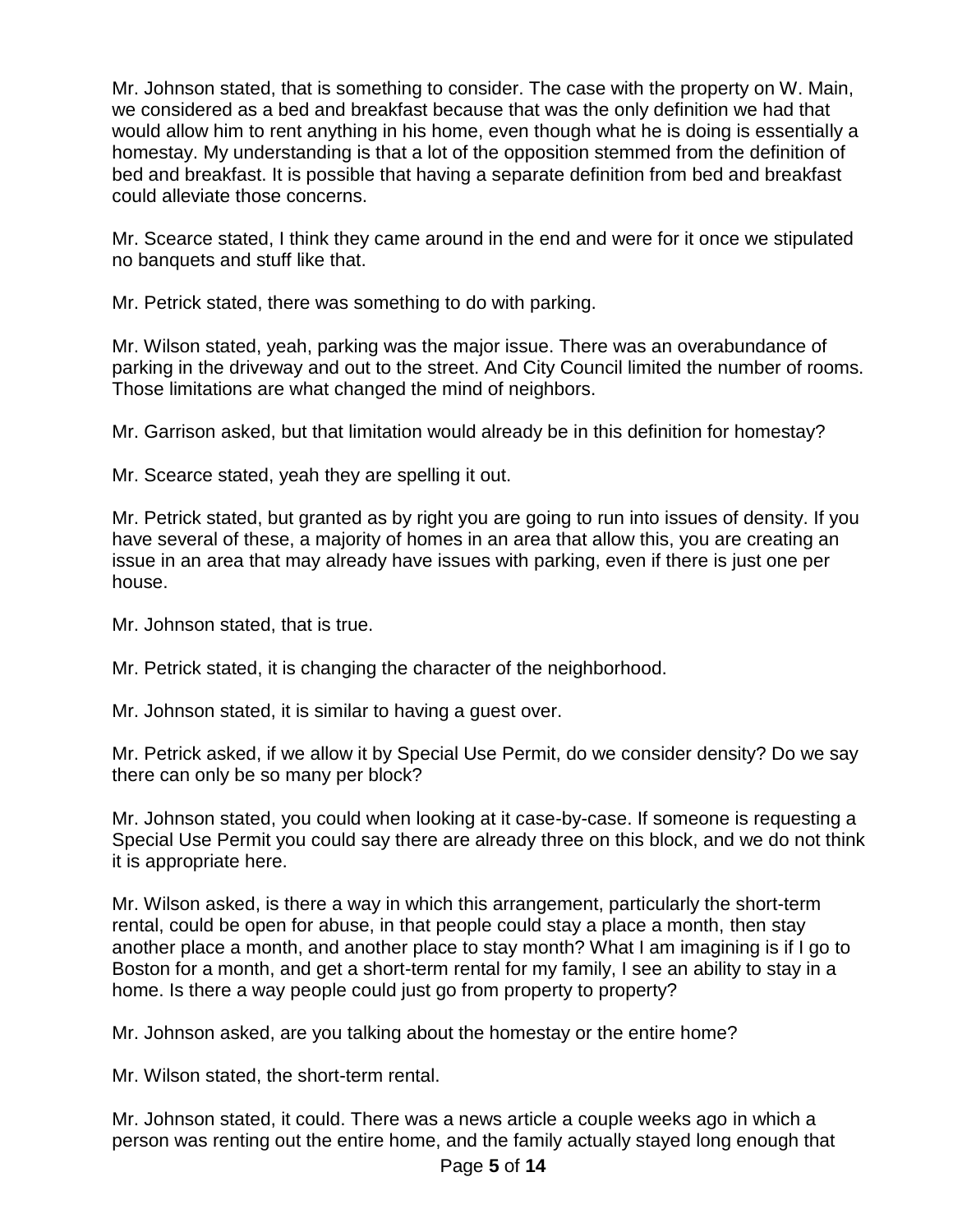Mr. Johnson stated, that is something to consider. The case with the property on W. Main, we considered as a bed and breakfast because that was the only definition we had that would allow him to rent anything in his home, even though what he is doing is essentially a homestay. My understanding is that a lot of the opposition stemmed from the definition of bed and breakfast. It is possible that having a separate definition from bed and breakfast could alleviate those concerns.

Mr. Scearce stated, I think they came around in the end and were for it once we stipulated no banquets and stuff like that.

Mr. Petrick stated, there was something to do with parking.

Mr. Wilson stated, yeah, parking was the major issue. There was an overabundance of parking in the driveway and out to the street. And City Council limited the number of rooms. Those limitations are what changed the mind of neighbors.

Mr. Garrison asked, but that limitation would already be in this definition for homestay?

Mr. Scearce stated, yeah they are spelling it out.

Mr. Petrick stated, but granted as by right you are going to run into issues of density. If you have several of these, a majority of homes in an area that allow this, you are creating an issue in an area that may already have issues with parking, even if there is just one per house.

Mr. Johnson stated, that is true.

Mr. Petrick stated, it is changing the character of the neighborhood.

Mr. Johnson stated, it is similar to having a guest over.

Mr. Petrick asked, if we allow it by Special Use Permit, do we consider density? Do we say there can only be so many per block?

Mr. Johnson stated, you could when looking at it case-by-case. If someone is requesting a Special Use Permit you could say there are already three on this block, and we do not think it is appropriate here.

Mr. Wilson asked, is there a way in which this arrangement, particularly the short-term rental, could be open for abuse, in that people could stay a place a month, then stay another place a month, and another place to stay month? What I am imagining is if I go to Boston for a month, and get a short-term rental for my family, I see an ability to stay in a home. Is there a way people could just go from property to property?

Mr. Johnson asked, are you talking about the homestay or the entire home?

Mr. Wilson stated, the short-term rental.

Mr. Johnson stated, it could. There was a news article a couple weeks ago in which a person was renting out the entire home, and the family actually stayed long enough that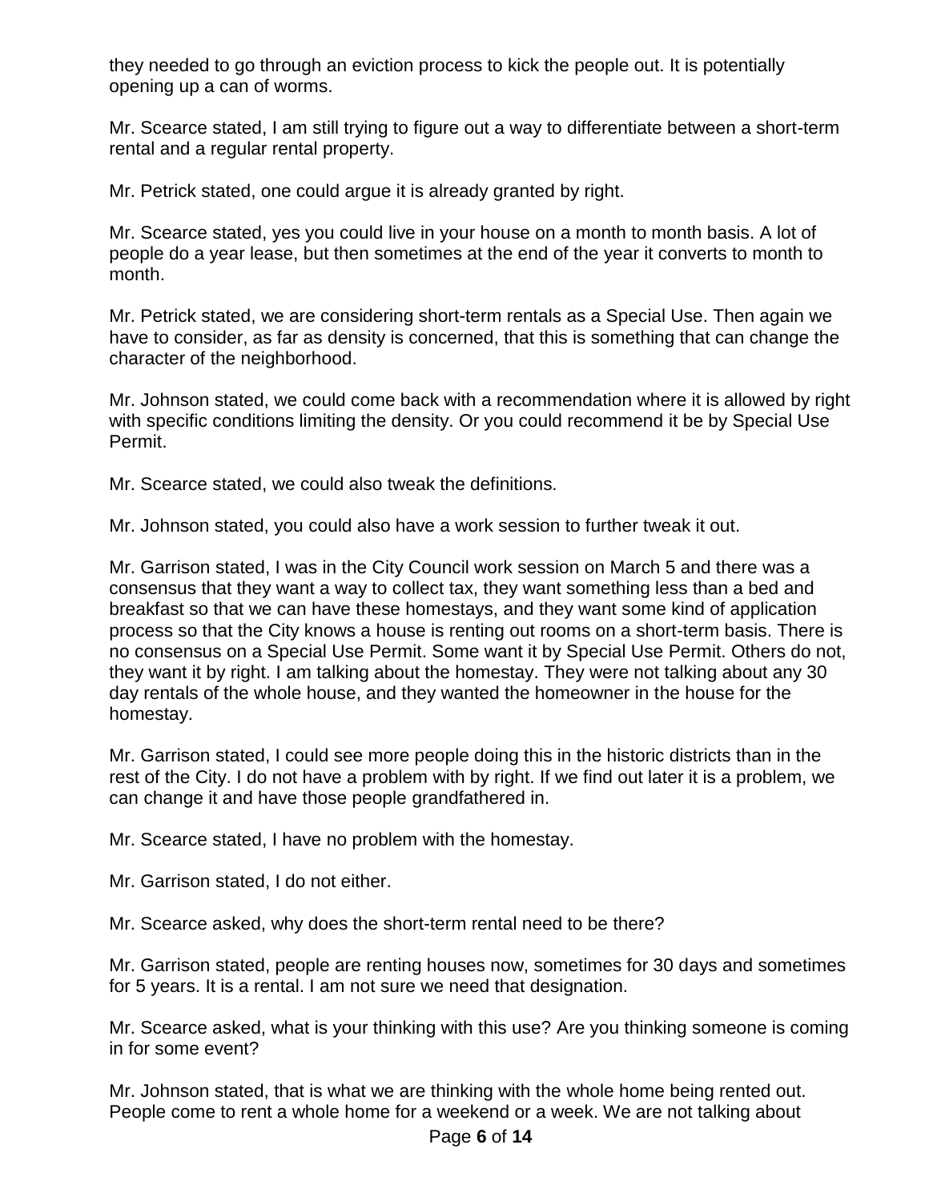they needed to go through an eviction process to kick the people out. It is potentially opening up a can of worms.

Mr. Scearce stated, I am still trying to figure out a way to differentiate between a short-term rental and a regular rental property.

Mr. Petrick stated, one could argue it is already granted by right.

Mr. Scearce stated, yes you could live in your house on a month to month basis. A lot of people do a year lease, but then sometimes at the end of the year it converts to month to month.

Mr. Petrick stated, we are considering short-term rentals as a Special Use. Then again we have to consider, as far as density is concerned, that this is something that can change the character of the neighborhood.

Mr. Johnson stated, we could come back with a recommendation where it is allowed by right with specific conditions limiting the density. Or you could recommend it be by Special Use Permit.

Mr. Scearce stated, we could also tweak the definitions.

Mr. Johnson stated, you could also have a work session to further tweak it out.

Mr. Garrison stated, I was in the City Council work session on March 5 and there was a consensus that they want a way to collect tax, they want something less than a bed and breakfast so that we can have these homestays, and they want some kind of application process so that the City knows a house is renting out rooms on a short-term basis. There is no consensus on a Special Use Permit. Some want it by Special Use Permit. Others do not, they want it by right. I am talking about the homestay. They were not talking about any 30 day rentals of the whole house, and they wanted the homeowner in the house for the homestay.

Mr. Garrison stated, I could see more people doing this in the historic districts than in the rest of the City. I do not have a problem with by right. If we find out later it is a problem, we can change it and have those people grandfathered in.

Mr. Scearce stated, I have no problem with the homestay.

Mr. Garrison stated, I do not either.

Mr. Scearce asked, why does the short-term rental need to be there?

Mr. Garrison stated, people are renting houses now, sometimes for 30 days and sometimes for 5 years. It is a rental. I am not sure we need that designation.

Mr. Scearce asked, what is your thinking with this use? Are you thinking someone is coming in for some event?

Mr. Johnson stated, that is what we are thinking with the whole home being rented out. People come to rent a whole home for a weekend or a week. We are not talking about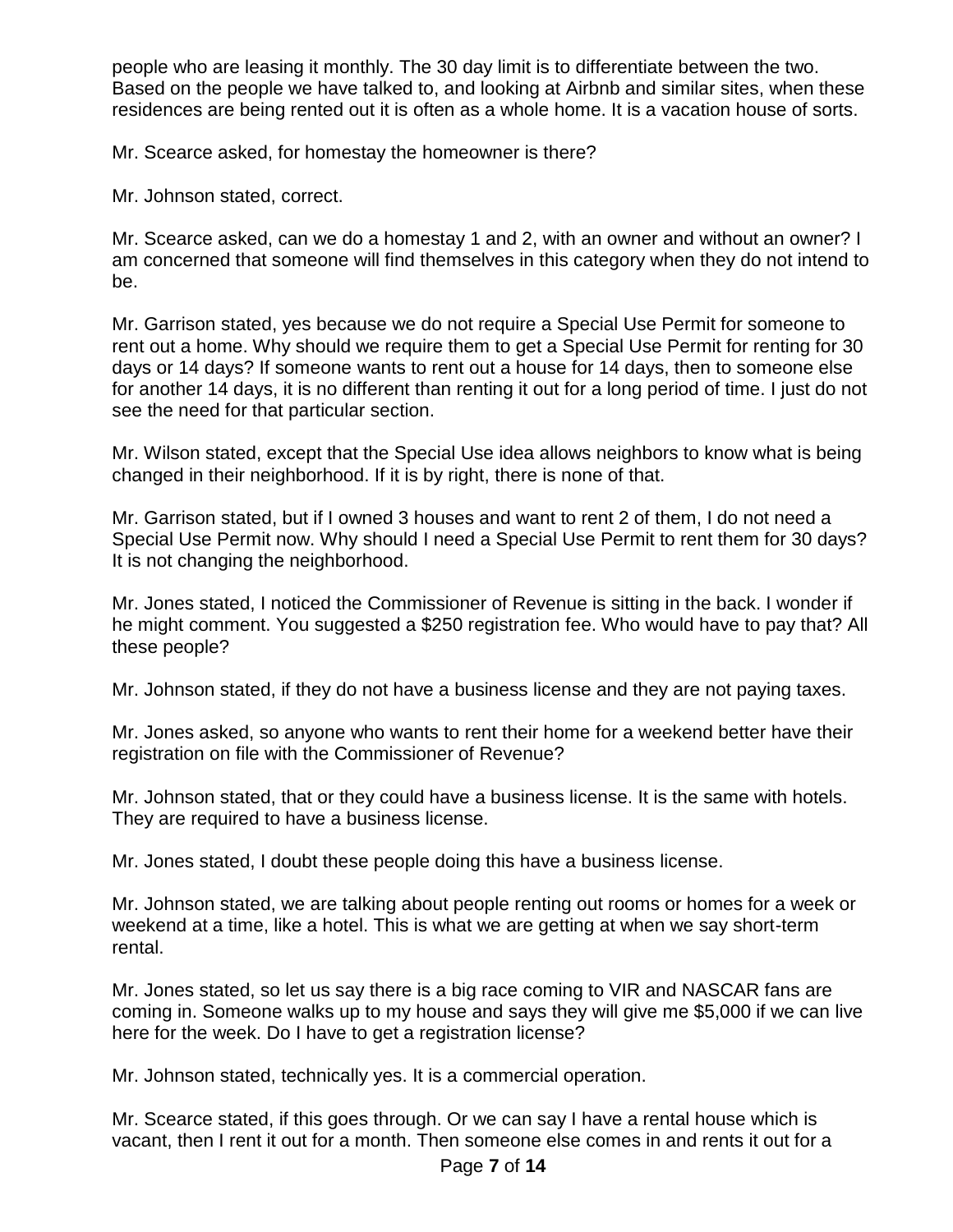people who are leasing it monthly. The 30 day limit is to differentiate between the two. Based on the people we have talked to, and looking at Airbnb and similar sites, when these residences are being rented out it is often as a whole home. It is a vacation house of sorts.

Mr. Scearce asked, for homestay the homeowner is there?

Mr. Johnson stated, correct.

Mr. Scearce asked, can we do a homestay 1 and 2, with an owner and without an owner? I am concerned that someone will find themselves in this category when they do not intend to be.

Mr. Garrison stated, yes because we do not require a Special Use Permit for someone to rent out a home. Why should we require them to get a Special Use Permit for renting for 30 days or 14 days? If someone wants to rent out a house for 14 days, then to someone else for another 14 days, it is no different than renting it out for a long period of time. I just do not see the need for that particular section.

Mr. Wilson stated, except that the Special Use idea allows neighbors to know what is being changed in their neighborhood. If it is by right, there is none of that.

Mr. Garrison stated, but if I owned 3 houses and want to rent 2 of them, I do not need a Special Use Permit now. Why should I need a Special Use Permit to rent them for 30 days? It is not changing the neighborhood.

Mr. Jones stated, I noticed the Commissioner of Revenue is sitting in the back. I wonder if he might comment. You suggested a $250 registration fee. Who would have to pay that? All these people?

Mr. Johnson stated, if they do not have a business license and they are not paying taxes.

Mr. Jones asked, so anyone who wants to rent their home for a weekend better have their registration on file with the Commissioner of Revenue?

Mr. Johnson stated, that or they could have a business license. It is the same with hotels. They are required to have a business license.

Mr. Jones stated, I doubt these people doing this have a business license.

Mr. Johnson stated, we are talking about people renting out rooms or homes for a week or weekend at a time, like a hotel. This is what we are getting at when we say short-term rental.

Mr. Jones stated, so let us say there is a big race coming to VIR and NASCAR fans are coming in. Someone walks up to my house and says they will give me $5,000 if we can live here for the week. Do I have to get a registration license?

Mr. Johnson stated, technically yes. It is a commercial operation.

Mr. Scearce stated, if this goes through. Or we can say I have a rental house which is vacant, then I rent it out for a month. Then someone else comes in and rents it out for a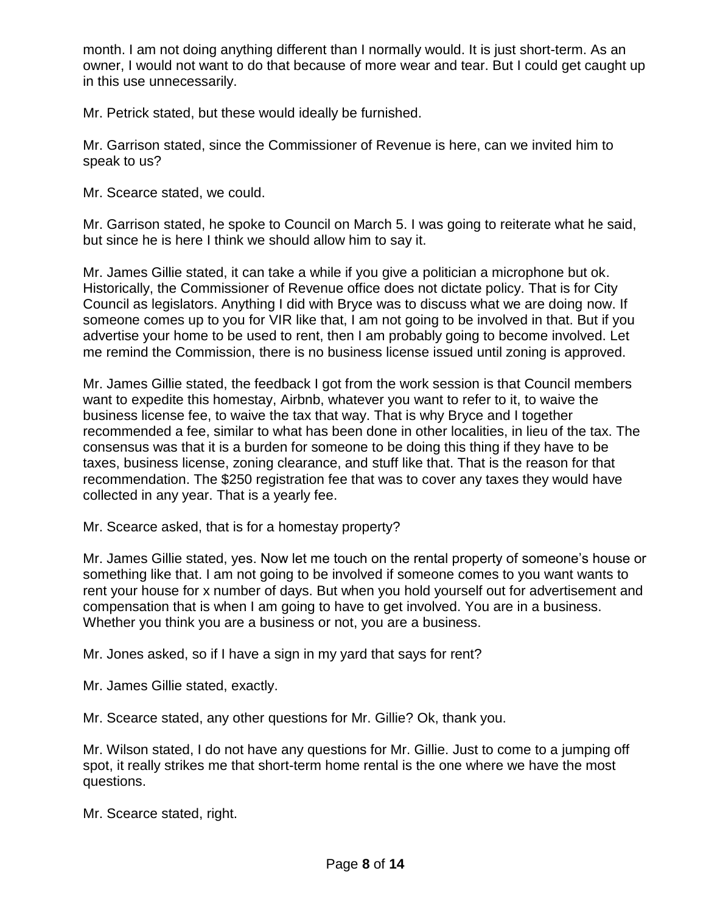month. I am not doing anything different than I normally would. It is just short-term. As an owner, I would not want to do that because of more wear and tear. But I could get caught up in this use unnecessarily.

Mr. Petrick stated, but these would ideally be furnished.

Mr. Garrison stated, since the Commissioner of Revenue is here, can we invited him to speak to us?

Mr. Scearce stated, we could.

Mr. Garrison stated, he spoke to Council on March 5. I was going to reiterate what he said, but since he is here I think we should allow him to say it.

Mr. James Gillie stated, it can take a while if you give a politician a microphone but ok. Historically, the Commissioner of Revenue office does not dictate policy. That is for City Council as legislators. Anything I did with Bryce was to discuss what we are doing now. If someone comes up to you for VIR like that, I am not going to be involved in that. But if you advertise your home to be used to rent, then I am probably going to become involved. Let me remind the Commission, there is no business license issued until zoning is approved.

Mr. James Gillie stated, the feedback I got from the work session is that Council members want to expedite this homestay, Airbnb, whatever you want to refer to it, to waive the business license fee, to waive the tax that way. That is why Bryce and I together recommended a fee, similar to what has been done in other localities, in lieu of the tax. The consensus was that it is a burden for someone to be doing this thing if they have to be taxes, business license, zoning clearance, and stuff like that. That is the reason for that recommendation. The $250 registration fee that was to cover any taxes they would have collected in any year. That is a yearly fee.

Mr. Scearce asked, that is for a homestay property?

Mr. James Gillie stated, yes. Now let me touch on the rental property of someone's house or something like that. I am not going to be involved if someone comes to you want wants to rent your house for x number of days. But when you hold yourself out for advertisement and compensation that is when I am going to have to get involved. You are in a business. Whether you think you are a business or not, you are a business.

Mr. Jones asked, so if I have a sign in my yard that says for rent?

Mr. James Gillie stated, exactly.

Mr. Scearce stated, any other questions for Mr. Gillie? Ok, thank you.

Mr. Wilson stated, I do not have any questions for Mr. Gillie. Just to come to a jumping off spot, it really strikes me that short-term home rental is the one where we have the most questions.

Mr. Scearce stated, right.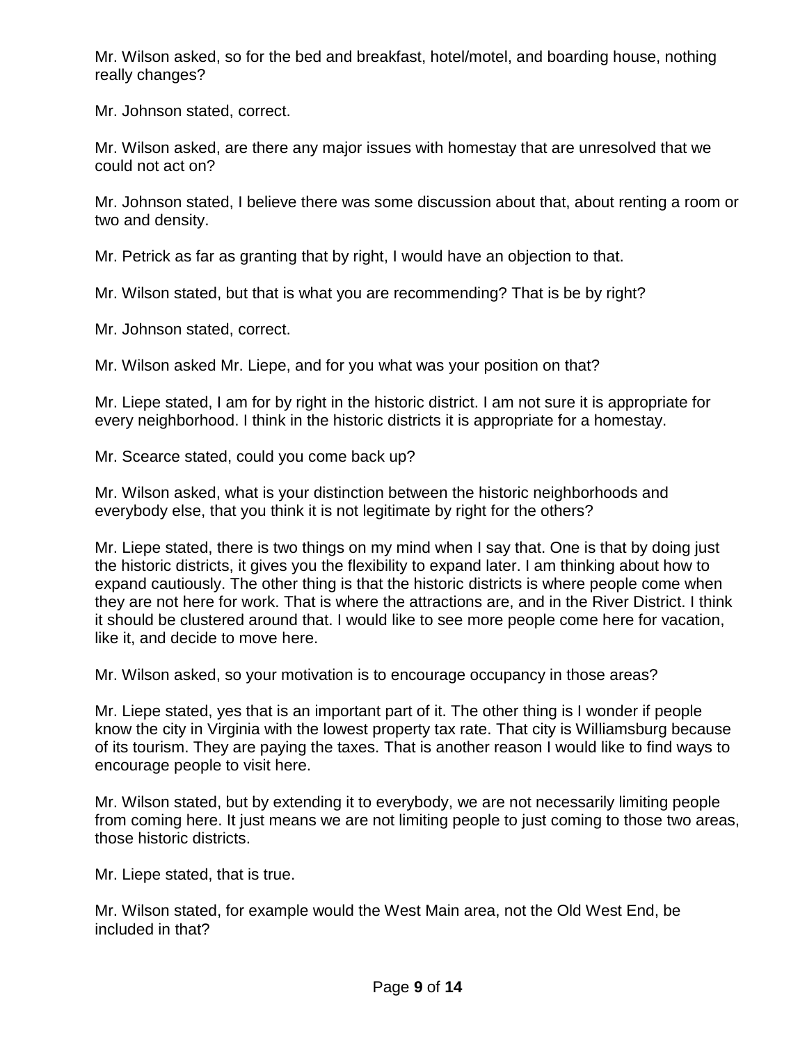Mr. Wilson asked, so for the bed and breakfast, hotel/motel, and boarding house, nothing really changes?

Mr. Johnson stated, correct.

Mr. Wilson asked, are there any major issues with homestay that are unresolved that we could not act on?

Mr. Johnson stated, I believe there was some discussion about that, about renting a room or two and density.

Mr. Petrick as far as granting that by right, I would have an objection to that.

Mr. Wilson stated, but that is what you are recommending? That is be by right?

Mr. Johnson stated, correct.

Mr. Wilson asked Mr. Liepe, and for you what was your position on that?

Mr. Liepe stated, I am for by right in the historic district. I am not sure it is appropriate for every neighborhood. I think in the historic districts it is appropriate for a homestay.

Mr. Scearce stated, could you come back up?

Mr. Wilson asked, what is your distinction between the historic neighborhoods and everybody else, that you think it is not legitimate by right for the others?

Mr. Liepe stated, there is two things on my mind when I say that. One is that by doing just the historic districts, it gives you the flexibility to expand later. I am thinking about how to expand cautiously. The other thing is that the historic districts is where people come when they are not here for work. That is where the attractions are, and in the River District. I think it should be clustered around that. I would like to see more people come here for vacation, like it, and decide to move here.

Mr. Wilson asked, so your motivation is to encourage occupancy in those areas?

Mr. Liepe stated, yes that is an important part of it. The other thing is I wonder if people know the city in Virginia with the lowest property tax rate. That city is Williamsburg because of its tourism. They are paying the taxes. That is another reason I would like to find ways to encourage people to visit here.

Mr. Wilson stated, but by extending it to everybody, we are not necessarily limiting people from coming here. It just means we are not limiting people to just coming to those two areas, those historic districts.

Mr. Liepe stated, that is true.

Mr. Wilson stated, for example would the West Main area, not the Old West End, be included in that?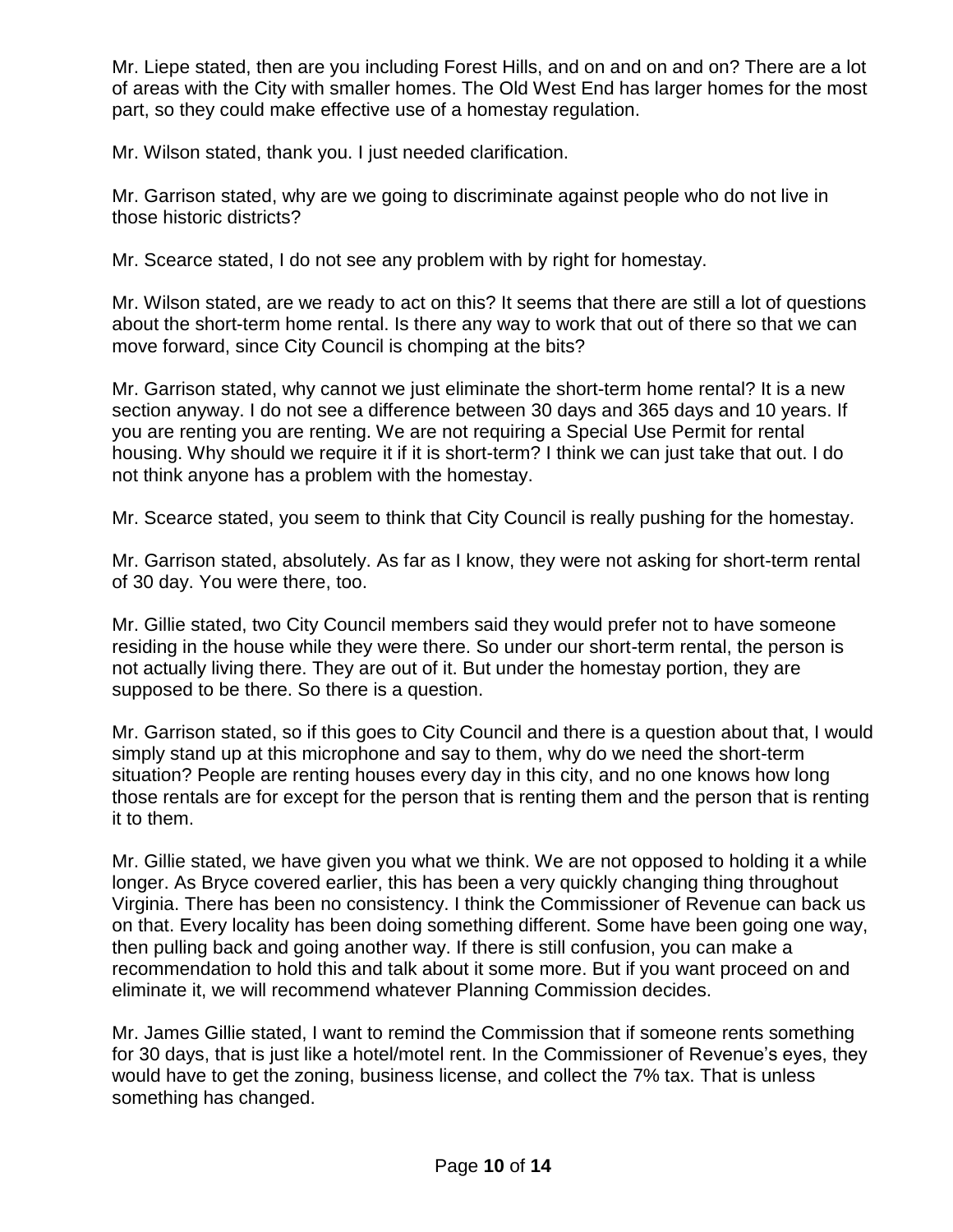Mr. Liepe stated, then are you including Forest Hills, and on and on and on? There are a lot of areas with the City with smaller homes. The Old West End has larger homes for the most part, so they could make effective use of a homestay regulation.

Mr. Wilson stated, thank you. I just needed clarification.

Mr. Garrison stated, why are we going to discriminate against people who do not live in those historic districts?

Mr. Scearce stated, I do not see any problem with by right for homestay.

Mr. Wilson stated, are we ready to act on this? It seems that there are still a lot of questions about the short-term home rental. Is there any way to work that out of there so that we can move forward, since City Council is chomping at the bits?

Mr. Garrison stated, why cannot we just eliminate the short-term home rental? It is a new section anyway. I do not see a difference between 30 days and 365 days and 10 years. If you are renting you are renting. We are not requiring a Special Use Permit for rental housing. Why should we require it if it is short-term? I think we can just take that out. I do not think anyone has a problem with the homestay.

Mr. Scearce stated, you seem to think that City Council is really pushing for the homestay.

Mr. Garrison stated, absolutely. As far as I know, they were not asking for short-term rental of 30 day. You were there, too.

Mr. Gillie stated, two City Council members said they would prefer not to have someone residing in the house while they were there. So under our short-term rental, the person is not actually living there. They are out of it. But under the homestay portion, they are supposed to be there. So there is a question.

Mr. Garrison stated, so if this goes to City Council and there is a question about that, I would simply stand up at this microphone and say to them, why do we need the short-term situation? People are renting houses every day in this city, and no one knows how long those rentals are for except for the person that is renting them and the person that is renting it to them.

Mr. Gillie stated, we have given you what we think. We are not opposed to holding it a while longer. As Bryce covered earlier, this has been a very quickly changing thing throughout Virginia. There has been no consistency. I think the Commissioner of Revenue can back us on that. Every locality has been doing something different. Some have been going one way, then pulling back and going another way. If there is still confusion, you can make a recommendation to hold this and talk about it some more. But if you want proceed on and eliminate it, we will recommend whatever Planning Commission decides.

Mr. James Gillie stated, I want to remind the Commission that if someone rents something for 30 days, that is just like a hotel/motel rent. In the Commissioner of Revenue's eyes, they would have to get the zoning, business license, and collect the 7% tax. That is unless something has changed.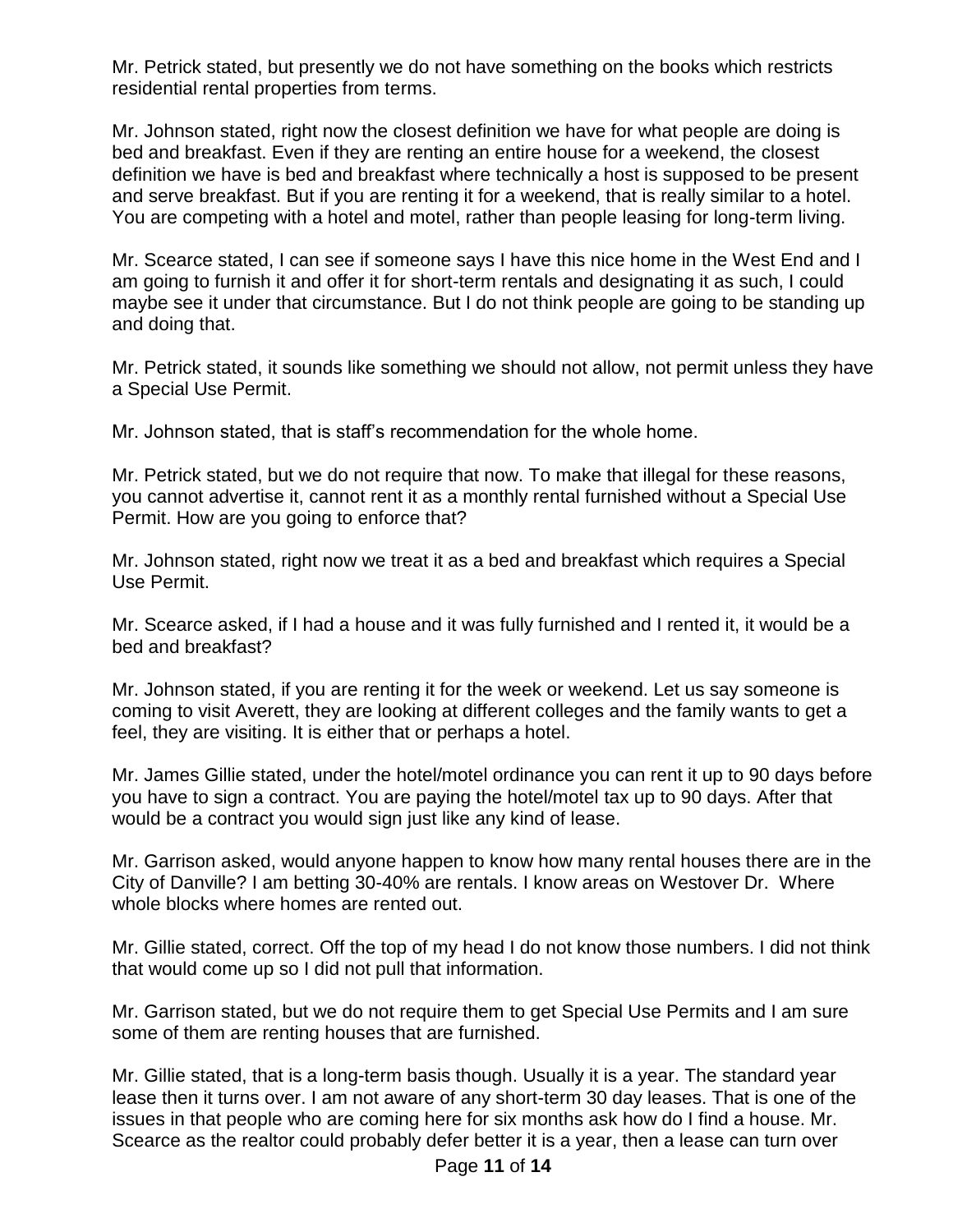Mr. Petrick stated, but presently we do not have something on the books which restricts residential rental properties from terms.

Mr. Johnson stated, right now the closest definition we have for what people are doing is bed and breakfast. Even if they are renting an entire house for a weekend, the closest definition we have is bed and breakfast where technically a host is supposed to be present and serve breakfast. But if you are renting it for a weekend, that is really similar to a hotel. You are competing with a hotel and motel, rather than people leasing for long-term living.

Mr. Scearce stated, I can see if someone says I have this nice home in the West End and I am going to furnish it and offer it for short-term rentals and designating it as such, I could maybe see it under that circumstance. But I do not think people are going to be standing up and doing that.

Mr. Petrick stated, it sounds like something we should not allow, not permit unless they have a Special Use Permit.

Mr. Johnson stated, that is staff's recommendation for the whole home.

Mr. Petrick stated, but we do not require that now. To make that illegal for these reasons, you cannot advertise it, cannot rent it as a monthly rental furnished without a Special Use Permit. How are you going to enforce that?

Mr. Johnson stated, right now we treat it as a bed and breakfast which requires a Special Use Permit.

Mr. Scearce asked, if I had a house and it was fully furnished and I rented it, it would be a bed and breakfast?

Mr. Johnson stated, if you are renting it for the week or weekend. Let us say someone is coming to visit Averett, they are looking at different colleges and the family wants to get a feel, they are visiting. It is either that or perhaps a hotel.

Mr. James Gillie stated, under the hotel/motel ordinance you can rent it up to 90 days before you have to sign a contract. You are paying the hotel/motel tax up to 90 days. After that would be a contract you would sign just like any kind of lease.

Mr. Garrison asked, would anyone happen to know how many rental houses there are in the City of Danville? I am betting 30-40% are rentals. I know areas on Westover Dr. Where whole blocks where homes are rented out.

Mr. Gillie stated, correct. Off the top of my head I do not know those numbers. I did not think that would come up so I did not pull that information.

Mr. Garrison stated, but we do not require them to get Special Use Permits and I am sure some of them are renting houses that are furnished.

Mr. Gillie stated, that is a long-term basis though. Usually it is a year. The standard year lease then it turns over. I am not aware of any short-term 30 day leases. That is one of the issues in that people who are coming here for six months ask how do I find a house. Mr. Scearce as the realtor could probably defer better it is a year, then a lease can turn over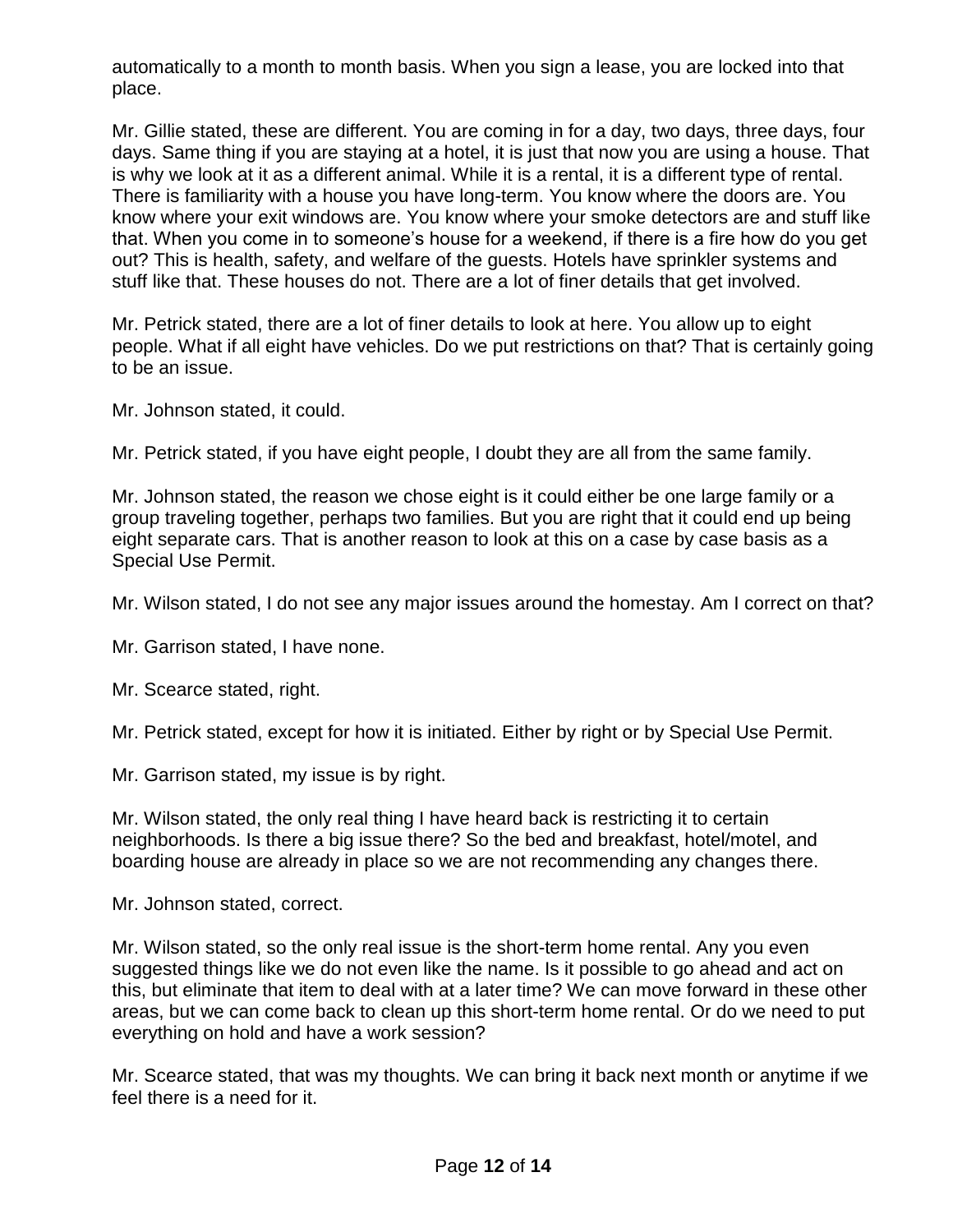automatically to a month to month basis. When you sign a lease, you are locked into that place.

Mr. Gillie stated, these are different. You are coming in for a day, two days, three days, four days. Same thing if you are staying at a hotel, it is just that now you are using a house. That is why we look at it as a different animal. While it is a rental, it is a different type of rental. There is familiarity with a house you have long-term. You know where the doors are. You know where your exit windows are. You know where your smoke detectors are and stuff like that. When you come in to someone's house for a weekend, if there is a fire how do you get out? This is health, safety, and welfare of the guests. Hotels have sprinkler systems and stuff like that. These houses do not. There are a lot of finer details that get involved.

Mr. Petrick stated, there are a lot of finer details to look at here. You allow up to eight people. What if all eight have vehicles. Do we put restrictions on that? That is certainly going to be an issue.

Mr. Johnson stated, it could.

Mr. Petrick stated, if you have eight people, I doubt they are all from the same family.

Mr. Johnson stated, the reason we chose eight is it could either be one large family or a group traveling together, perhaps two families. But you are right that it could end up being eight separate cars. That is another reason to look at this on a case by case basis as a Special Use Permit.

Mr. Wilson stated, I do not see any major issues around the homestay. Am I correct on that?

Mr. Garrison stated, I have none.

Mr. Scearce stated, right.

Mr. Petrick stated, except for how it is initiated. Either by right or by Special Use Permit.

Mr. Garrison stated, my issue is by right.

Mr. Wilson stated, the only real thing I have heard back is restricting it to certain neighborhoods. Is there a big issue there? So the bed and breakfast, hotel/motel, and boarding house are already in place so we are not recommending any changes there.

Mr. Johnson stated, correct.

Mr. Wilson stated, so the only real issue is the short-term home rental. Any you even suggested things like we do not even like the name. Is it possible to go ahead and act on this, but eliminate that item to deal with at a later time? We can move forward in these other areas, but we can come back to clean up this short-term home rental. Or do we need to put everything on hold and have a work session?

Mr. Scearce stated, that was my thoughts. We can bring it back next month or anytime if we feel there is a need for it.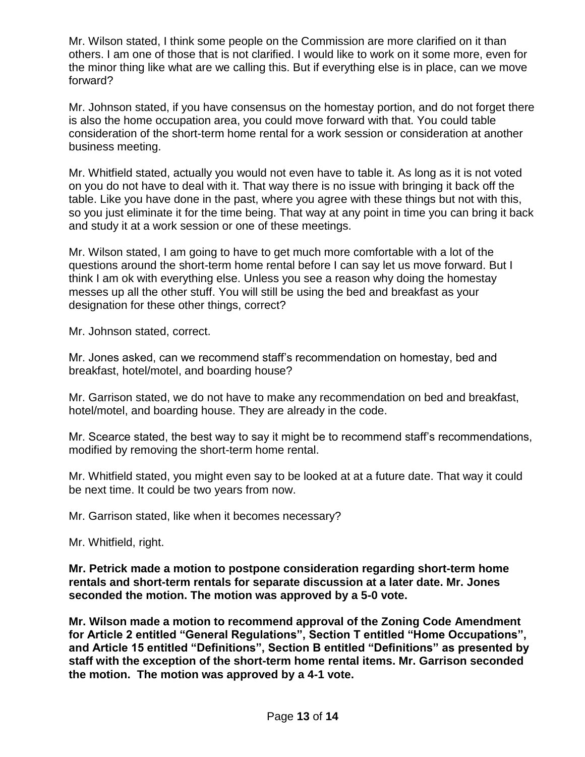Mr. Wilson stated, I think some people on the Commission are more clarified on it than others. I am one of those that is not clarified. I would like to work on it some more, even for the minor thing like what are we calling this. But if everything else is in place, can we move forward?

Mr. Johnson stated, if you have consensus on the homestay portion, and do not forget there is also the home occupation area, you could move forward with that. You could table consideration of the short-term home rental for a work session or consideration at another business meeting.

Mr. Whitfield stated, actually you would not even have to table it. As long as it is not voted on you do not have to deal with it. That way there is no issue with bringing it back off the table. Like you have done in the past, where you agree with these things but not with this, so you just eliminate it for the time being. That way at any point in time you can bring it back and study it at a work session or one of these meetings.

Mr. Wilson stated, I am going to have to get much more comfortable with a lot of the questions around the short-term home rental before I can say let us move forward. But I think I am ok with everything else. Unless you see a reason why doing the homestay messes up all the other stuff. You will still be using the bed and breakfast as your designation for these other things, correct?

Mr. Johnson stated, correct.

Mr. Jones asked, can we recommend staff's recommendation on homestay, bed and breakfast, hotel/motel, and boarding house?

Mr. Garrison stated, we do not have to make any recommendation on bed and breakfast, hotel/motel, and boarding house. They are already in the code.

Mr. Scearce stated, the best way to say it might be to recommend staff's recommendations, modified by removing the short-term home rental.

Mr. Whitfield stated, you might even say to be looked at at a future date. That way it could be next time. It could be two years from now.

Mr. Garrison stated, like when it becomes necessary?

Mr. Whitfield, right.

**Mr. Petrick made a motion to postpone consideration regarding short-term home rentals and short-term rentals for separate discussion at a later date. Mr. Jones seconded the motion. The motion was approved by a 5-0 vote.**

**Mr. Wilson made a motion to recommend approval of the Zoning Code Amendment for Article 2 entitled "General Regulations", Section T entitled "Home Occupations", and Article 15 entitled "Definitions", Section B entitled "Definitions" as presented by staff with the exception of the short-term home rental items. Mr. Garrison seconded the motion. The motion was approved by a 4-1 vote.**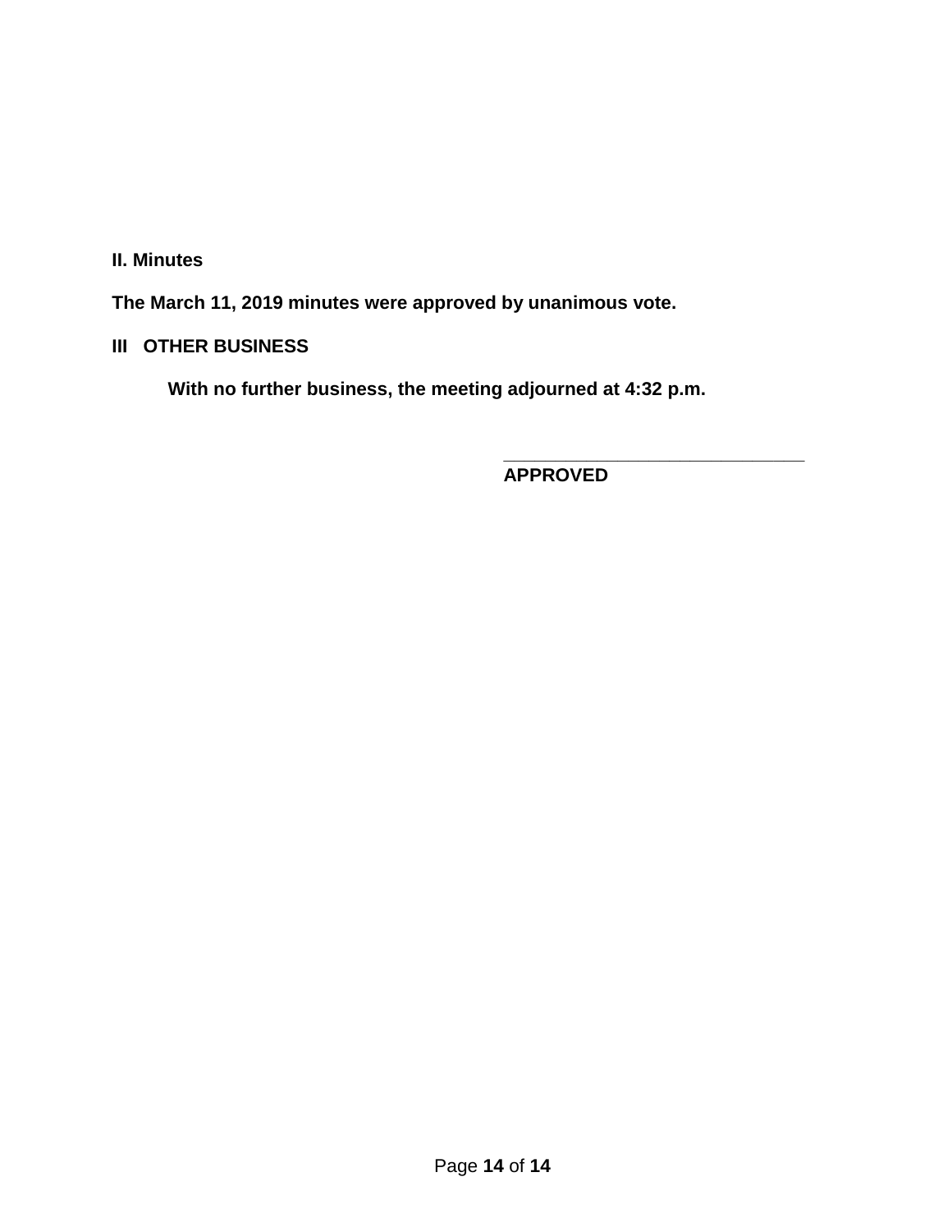**II. Minutes**

**The March 11, 2019 minutes were approved by unanimous vote.**

**III OTHER BUSINESS**

**With no further business, the meeting adjourned at 4:32 p.m.**

\_\_\_\_\_\_\_\_\_\_\_\_\_\_\_\_\_\_\_\_\_\_\_\_\_\_\_\_\_\_\_\_

**APPROVED**